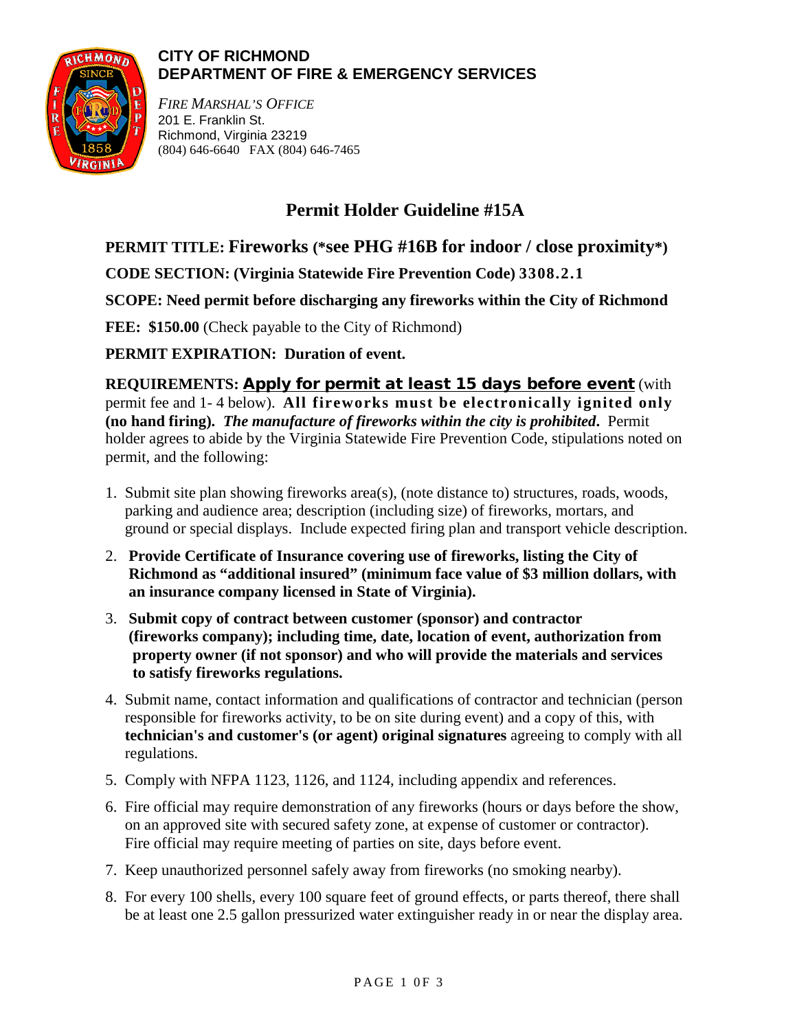**CITY OF RICHMOND**
**DEPARTMENT OF FIRE & EMERGENCY SERVICES**

*FIRE MARSHAL'S OFFICE*
201 E. Franklin St.
Richmond, Virginia 23219
(804) 646-6640 FAX (804) 646-7465

# Permit Holder Guideline #15A

**PERMIT TITLE: Fireworks (*see PHG #16B for indoor / close proximity*)**

**CODE SECTION: (Virginia Statewide Fire Prevention Code) 3308.2.1**

**SCOPE: Need permit before discharging any fireworks within the City of Richmond**

**FEE: $150.00** (Check payable to the City of Richmond)

**PERMIT EXPIRATION: Duration of event.**

**REQUIREMENTS: Apply for permit at least 15 days before event** (with permit fee and 1- 4 below). **All fireworks must be electronically ignited only (no hand firing).** ***The manufacture of fireworks within the city is prohibited*****.** Permit holder agrees to abide by the Virginia Statewide Fire Prevention Code, stipulations noted on permit, and the following:

1. Submit site plan showing fireworks area(s), (note distance to) structures, roads, woods, parking and audience area; description (including size) of fireworks, mortars, and ground or special displays. Include expected firing plan and transport vehicle description.
2. **Provide Certificate of Insurance covering use of fireworks, listing the City of Richmond as "additional insured" (minimum face value of $3 million dollars, with an insurance company licensed in State of Virginia).**
3. **Submit copy of contract between customer (sponsor) and contractor (fireworks company); including time, date, location of event, authorization from property owner (if not sponsor) and who will provide the materials and services to satisfy fireworks regulations.**
4. Submit name, contact information and qualifications of contractor and technician (person responsible for fireworks activity, to be on site during event) and a copy of this, with **technician's and customer's (or agent) original signatures** agreeing to comply with all regulations.
5. Comply with NFPA 1123, 1126, and 1124, including appendix and references.
6. Fire official may require demonstration of any fireworks (hours or days before the show, on an approved site with secured safety zone, at expense of customer or contractor). Fire official may require meeting of parties on site, days before event.
7. Keep unauthorized personnel safely away from fireworks (no smoking nearby).
8. For every 100 shells, every 100 square feet of ground effects, or parts thereof, there shall be at least one 2.5 gallon pressurized water extinguisher ready in or near the display area.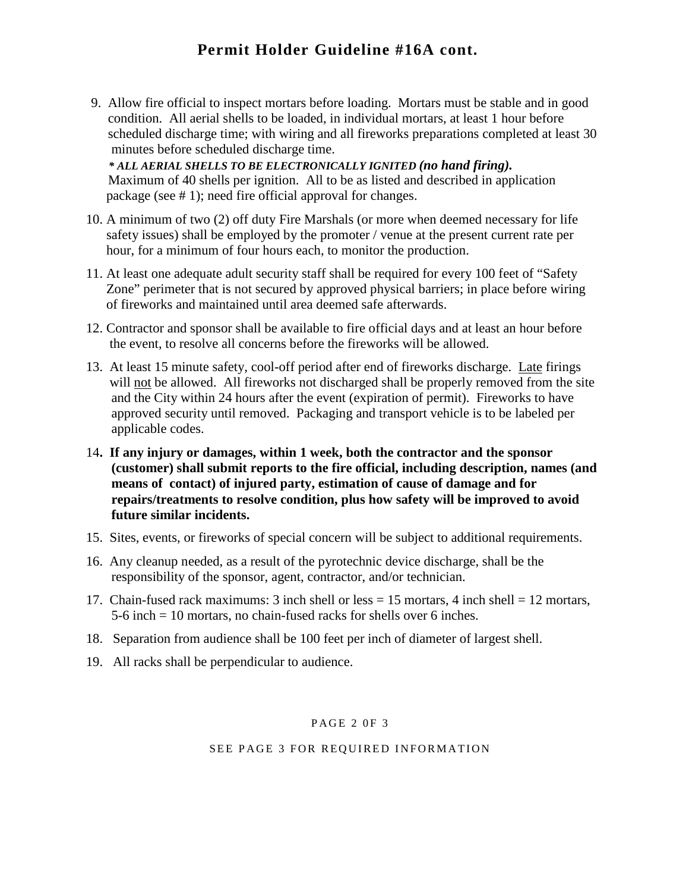# Permit Holder Guideline #16A cont.

9. Allow fire official to inspect mortars before loading. Mortars must be stable and in good condition. All aerial shells to be loaded, in individual mortars, at least 1 hour before scheduled discharge time; with wiring and all fireworks preparations completed at least 30 minutes before scheduled discharge time.
   ***\* ALL AERIAL SHELLS TO BE ELECTRONICALLY IGNITED (no hand firing).***
   Maximum of 40 shells per ignition. All to be as listed and described in application package (see # 1); need fire official approval for changes.

10. A minimum of two (2) off duty Fire Marshals (or more when deemed necessary for life safety issues) shall be employed by the promoter / venue at the present current rate per hour, for a minimum of four hours each, to monitor the production.

11. At least one adequate adult security staff shall be required for every 100 feet of "Safety Zone" perimeter that is not secured by approved physical barriers; in place before wiring of fireworks and maintained until area deemed safe afterwards.

12. Contractor and sponsor shall be available to fire official days and at least an hour before the event, to resolve all concerns before the fireworks will be allowed.

13. At least 15 minute safety, cool-off period after end of fireworks discharge. <u>Late</u> firings will <u>not</u> be allowed. All fireworks not discharged shall be properly removed from the site and the City within 24 hours after the event (expiration of permit). Fireworks to have approved security until removed. Packaging and transport vehicle is to be labeled per applicable codes.

14. **If any injury or damages, within 1 week, both the contractor and the sponsor (customer) shall submit reports to the fire official, including description, names (and means of contact) of injured party, estimation of cause of damage and for repairs/treatments to resolve condition, plus how safety will be improved to avoid future similar incidents.**

15. Sites, events, or fireworks of special concern will be subject to additional requirements.

16. Any cleanup needed, as a result of the pyrotechnic device discharge, shall be the responsibility of the sponsor, agent, contractor, and/or technician.

17. Chain-fused rack maximums: 3 inch shell or less = 15 mortars, 4 inch shell = 12 mortars, 5-6 inch = 10 mortars, no chain-fused racks for shells over 6 inches.

18. Separation from audience shall be 100 feet per inch of diameter of largest shell.

19. All racks shall be perpendicular to audience.

SEE PAGE 3 FOR REQUIRED INFORMATION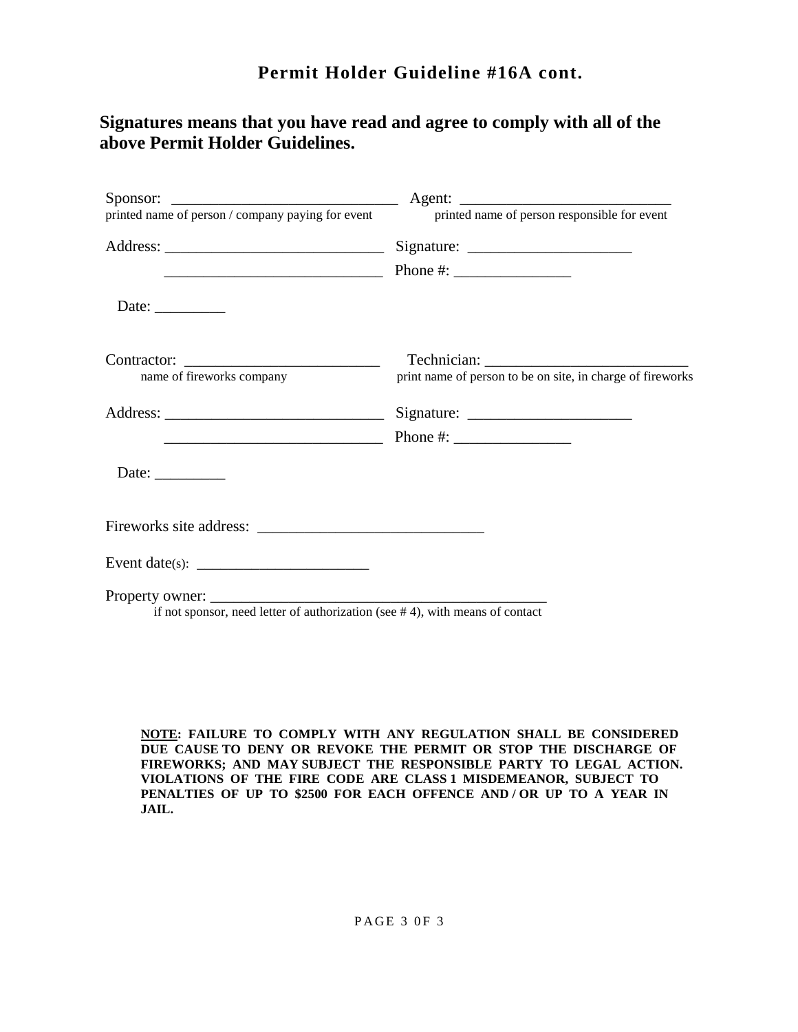## Permit Holder Guideline #16A cont.

**Signatures means that you have read and agree to comply with all of the above Permit Holder Guidelines.**

Sponsor: ______________________________ Agent: ____________________________
printed name of person / company paying for event — printed name of person responsible for event

Address: ____________________________ Signature: _____________________
____________________________ Phone #: _______________

Date: _________

Contractor: _________________________ Technician: __________________________
name of fireworks company — print name of person to be on site, in charge of fireworks

Address: ____________________________ Signature: _____________________
____________________________ Phone #: _______________

Date: _________

Fireworks site address: _____________________________

Event date(s): ______________________

Property owner: ____________________________________________
if not sponsor, need letter of authorization (see # 4), with means of contact

**<u>NOTE</u>: FAILURE TO COMPLY WITH ANY REGULATION SHALL BE CONSIDERED DUE CAUSE TO DENY OR REVOKE THE PERMIT OR STOP THE DISCHARGE OF FIREWORKS; AND MAY SUBJECT THE RESPONSIBLE PARTY TO LEGAL ACTION. VIOLATIONS OF THE FIRE CODE ARE CLASS 1 MISDEMEANOR, SUBJECT TO PENALTIES OF UP TO $2500 FOR EACH OFFENCE AND / OR UP TO A YEAR IN JAIL.**